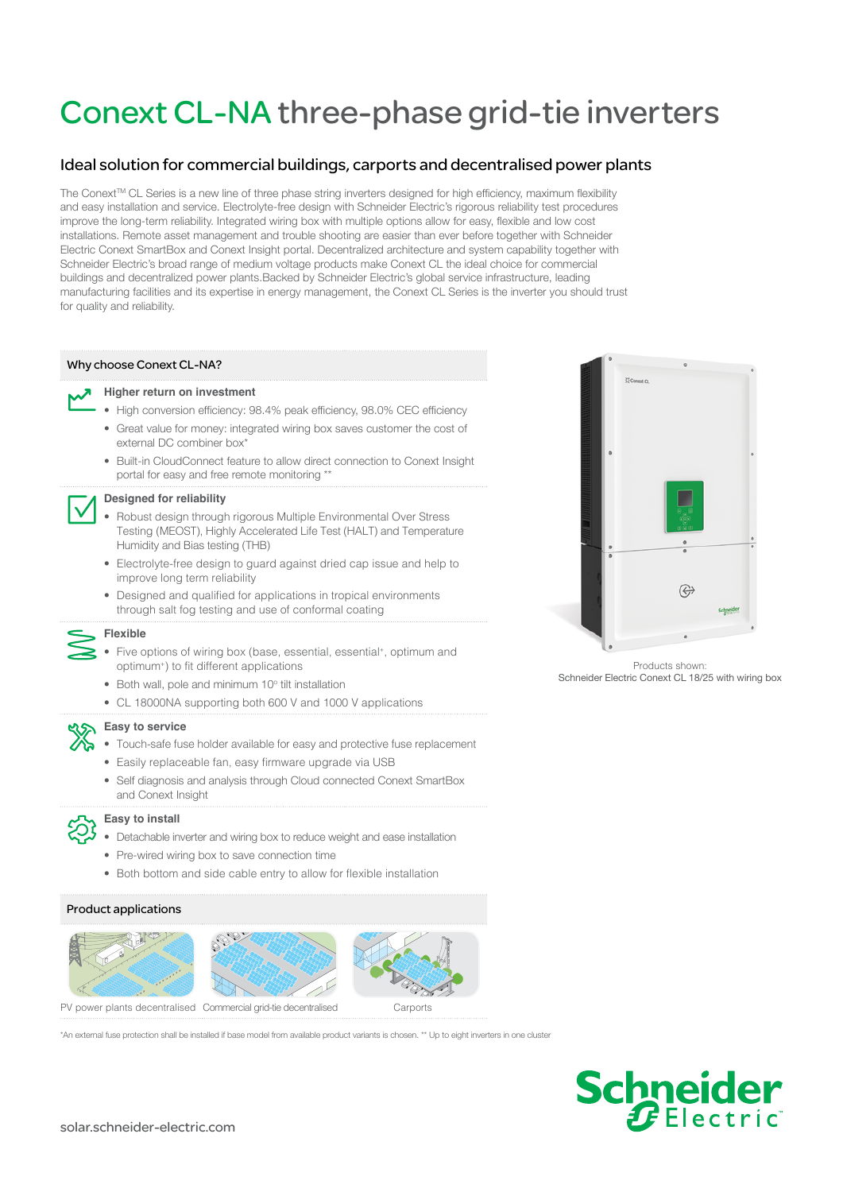# Conext CL-NA three-phase grid-tie inverters

## Ideal solution for commercial buildings, carports and decentralised power plants

The Conext™ CL Series is a new line of three phase string inverters designed for high efficiency, maximum flexibility and easy installation and service. Electrolyte-free design with Schneider Electric's rigorous reliability test procedures improve the long-term reliability. Integrated wiring box with multiple options allow for easy, flexible and low cost installations. Remote asset management and trouble shooting are easier than ever before together with Schneider Electric Conext SmartBox and Conext Insight portal. Decentralized architecture and system capability together with Schneider Electric's broad range of medium voltage products make Conext CL the ideal choice for commercial buildings and decentralized power plants.Backed by Schneider Electric's global service infrastructure, leading manufacturing facilities and its expertise in energy management, the Conext CL Series is the inverter you should trust for quality and reliability.

### Why choose Conext CL-NA?

**Higher return on investment**

- High conversion efficiency: 98.4% peak efficiency, 98.0% CEC efficiency
- Great value for money: integrated wiring box saves customer the cost of external DC combiner box*
- Built-in CloudConnect feature to allow direct connection to Conext Insight portal for easy and free remote monitoring **

**Designed for reliability**

- Robust design through rigorous Multiple Environmental Over Stress Testing (MEOST), Highly Accelerated Life Test (HALT) and Temperature Humidity and Bias testing (THB)
- Electrolyte-free design to guard against dried cap issue and help to improve long term reliability
- Designed and qualified for applications in tropical environments through salt fog testing and use of conformal coating

**Flexible**

- Five options of wiring box (base, essential, essential+, optimum and optimum+) to fit different applications
- Both wall, pole and minimum 10° tilt installation
- CL 18000NA supporting both 600 V and 1000 V applications

**Easy to service**

- Touch-safe fuse holder available for easy and protective fuse replacement
- Easily replaceable fan, easy firmware upgrade via USB
- Self diagnosis and analysis through Cloud connected Conext SmartBox and Conext Insight

**Easy to install**

- Detachable inverter and wiring box to reduce weight and ease installation
- Pre-wired wiring box to save connection time
- Both bottom and side cable entry to allow for flexible installation

Products shown:
Schneider Electric Conext CL 18/25 with wiring box

### Product applications

PV power plants decentralised | Commercial grid-tie decentralised | Carports

*An external fuse protection shall be installed if base model from available product variants is chosen. ** Up to eight inverters in one cluster

solar.schneider-electric.com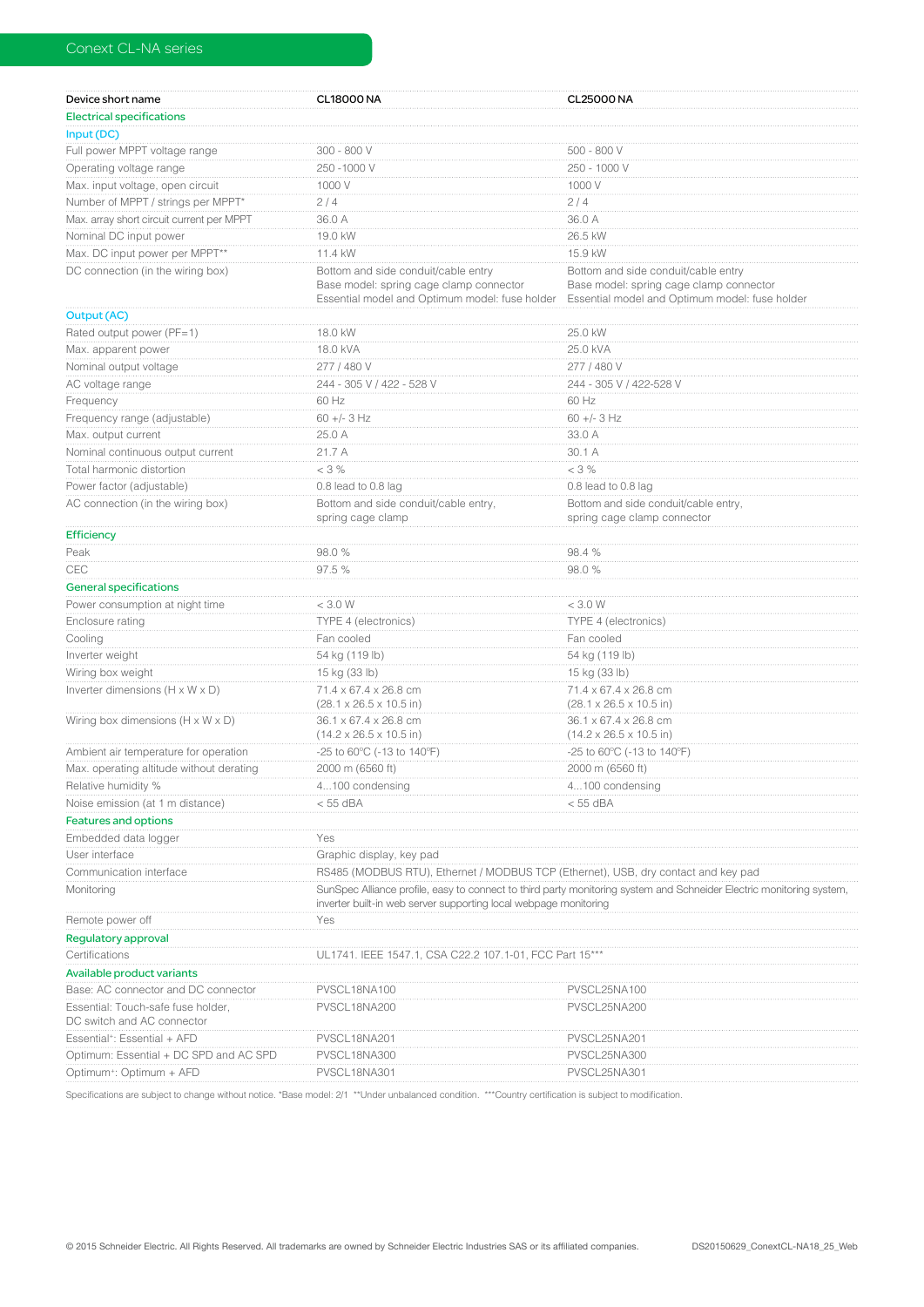## Conext CL-NA series

| Device short name | CL18000 NA | CL25000 NA |
|---|---|---|
| **Electrical specifications** | | |
| **Input (DC)** | | |
| Full power MPPT voltage range | 300 - 800 V | 500 - 800 V |
| Operating voltage range | 250 -1000 V | 250 - 1000 V |
| Max. input voltage, open circuit | 1000 V | 1000 V |
| Number of MPPT / strings per MPPT* | 2 / 4 | 2 / 4 |
| Max. array short circuit current per MPPT | 36.0 A | 36.0 A |
| Nominal DC input power | 19.0 kW | 26.5 kW |
| Max. DC input power per MPPT** | 11.4 kW | 15.9 kW |
| DC connection (in the wiring box) | Bottom and side conduit/cable entry<br>Base model: spring cage clamp connector<br>Essential model and Optimum model: fuse holder | Bottom and side conduit/cable entry<br>Base model: spring cage clamp connector<br>Essential model and Optimum model: fuse holder |
| **Output (AC)** | | |
| Rated output power (PF=1) | 18.0 kW | 25.0 kW |
| Max. apparent power | 18.0 kVA | 25.0 kVA |
| Nominal output voltage | 277 / 480 V | 277 / 480 V |
| AC voltage range | 244 - 305 V / 422 - 528 V | 244 - 305 V / 422-528 V |
| Frequency | 60 Hz | 60 Hz |
| Frequency range (adjustable) | 60 +/- 3 Hz | 60 +/- 3 Hz |
| Max. output current | 25.0 A | 33.0 A |
| Nominal continuous output current | 21.7 A | 30.1 A |
| Total harmonic distortion | < 3 % | < 3 % |
| Power factor (adjustable) | 0.8 lead to 0.8 lag | 0.8 lead to 0.8 lag |
| AC connection (in the wiring box) | Bottom and side conduit/cable entry, spring cage clamp | Bottom and side conduit/cable entry, spring cage clamp connector |
| **Efficiency** | | |
| Peak | 98.0 % | 98.4 % |
| CEC | 97.5 % | 98.0 % |
| **General specifications** | | |
| Power consumption at night time | < 3.0 W | < 3.0 W |
| Enclosure rating | TYPE 4 (electronics) | TYPE 4 (electronics) |
| Cooling | Fan cooled | Fan cooled |
| Inverter weight | 54 kg (119 lb) | 54 kg (119 lb) |
| Wiring box weight | 15 kg (33 lb) | 15 kg (33 lb) |
| Inverter dimensions (H x W x D) | 71.4 x 67.4 x 26.8 cm<br>(28.1 x 26.5 x 10.5 in) | 71.4 x 67.4 x 26.8 cm<br>(28.1 x 26.5 x 10.5 in) |
| Wiring box dimensions (H x W x D) | 36.1 x 67.4 x 26.8 cm<br>(14.2 x 26.5 x 10.5 in) | 36.1 x 67.4 x 26.8 cm<br>(14.2 x 26.5 x 10.5 in) |
| Ambient air temperature for operation | -25 to 60ºC (-13 to 140ºF) | -25 to 60ºC (-13 to 140ºF) |
| Max. operating altitude without derating | 2000 m (6560 ft) | 2000 m (6560 ft) |
| Relative humidity % | 4...100 condensing | 4...100 condensing |
| Noise emission (at 1 m distance) | < 55 dBA | < 55 dBA |
| **Features and options** | | |
| Embedded data logger | Yes | |
| User interface | Graphic display, key pad | |
| Communication interface | RS485 (MODBUS RTU), Ethernet / MODBUS TCP (Ethernet), USB, dry contact and key pad | |
| Monitoring | SunSpec Alliance profile, easy to connect to third party monitoring system and Schneider Electric monitoring system, inverter built-in web server supporting local webpage monitoring | |
| Remote power off | Yes | |
| **Regulatory approval** | | |
| Certifications | UL1741. IEEE 1547.1, CSA C22.2 107.1-01, FCC Part 15*** | |
| **Available product variants** | | |
| Base: AC connector and DC connector | PVSCL18NA100 | PVSCL25NA100 |
| Essential: Touch-safe fuse holder, DC switch and AC connector | PVSCL18NA200 | PVSCL25NA200 |
| Essential+: Essential + AFD | PVSCL18NA201 | PVSCL25NA201 |
| Optimum: Essential + DC SPD and AC SPD | PVSCL18NA300 | PVSCL25NA300 |
| Optimum+: Optimum + AFD | PVSCL18NA301 | PVSCL25NA301 |

Specifications are subject to change without notice. *Base model: 2/1 **Under unbalanced condition. ***Country certification is subject to modification.

© 2015 Schneider Electric. All Rights Reserved. All trademarks are owned by Schneider Electric Industries SAS or its affiliated companies.

DS20150629_ConextCL-NA18_25_Web